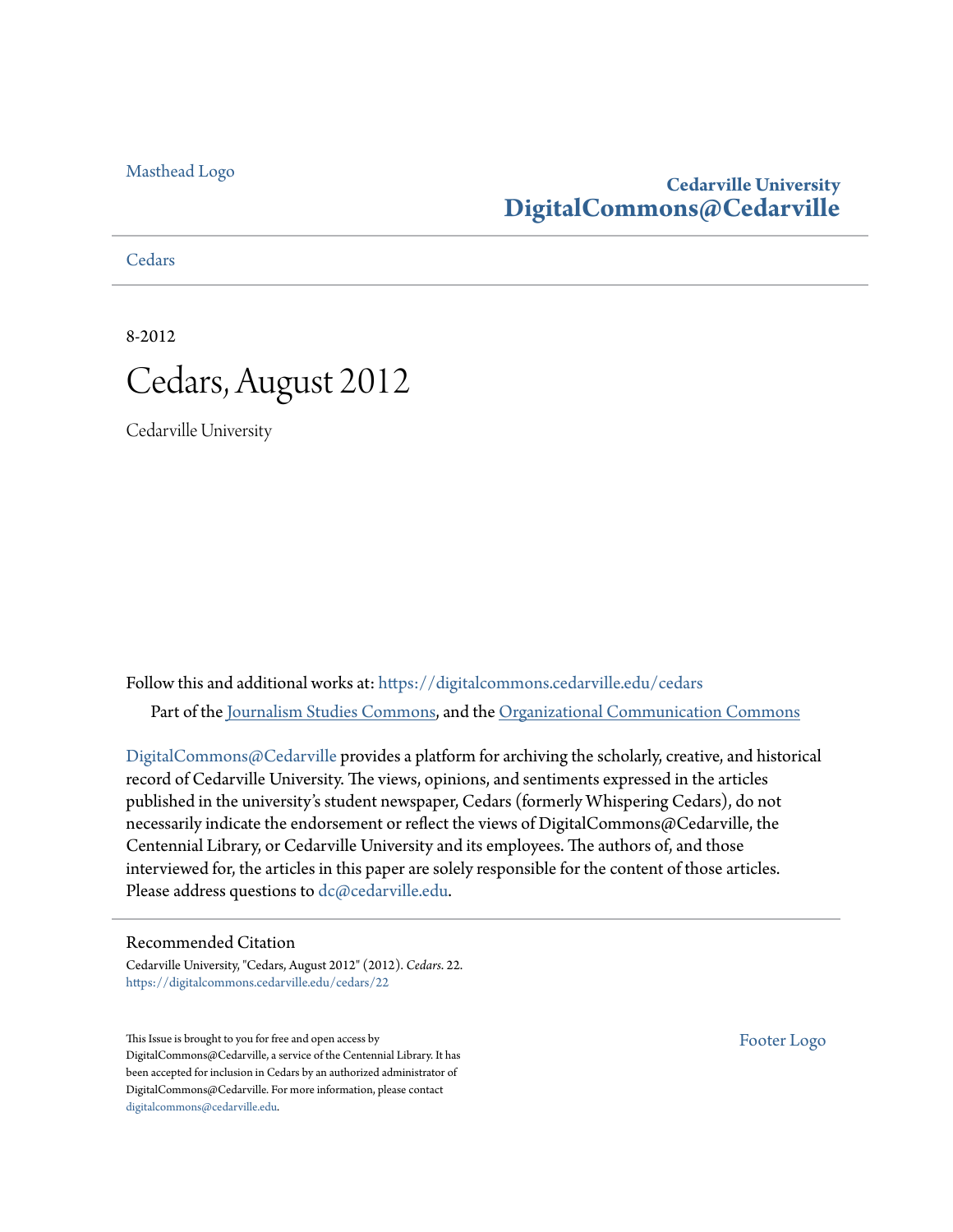Masthead Logo

**Cedarville University**
**DigitalCommons@Cedarville**

Cedars

8-2012

# Cedars, August 2012

Cedarville University

Follow this and additional works at: https://digitalcommons.cedarville.edu/cedars

Part of the Journalism Studies Commons, and the Organizational Communication Commons

DigitalCommons@Cedarville provides a platform for archiving the scholarly, creative, and historical record of Cedarville University. The views, opinions, and sentiments expressed in the articles published in the university's student newspaper, Cedars (formerly Whispering Cedars), do not necessarily indicate the endorsement or reflect the views of DigitalCommons@Cedarville, the Centennial Library, or Cedarville University and its employees. The authors of, and those interviewed for, the articles in this paper are solely responsible for the content of those articles. Please address questions to dc@cedarville.edu.

## Recommended Citation

Cedarville University, "Cedars, August 2012" (2012). *Cedars*. 22.
https://digitalcommons.cedarville.edu/cedars/22

This Issue is brought to you for free and open access by DigitalCommons@Cedarville, a service of the Centennial Library. It has been accepted for inclusion in Cedars by an authorized administrator of DigitalCommons@Cedarville. For more information, please contact digitalcommons@cedarville.edu.

Footer Logo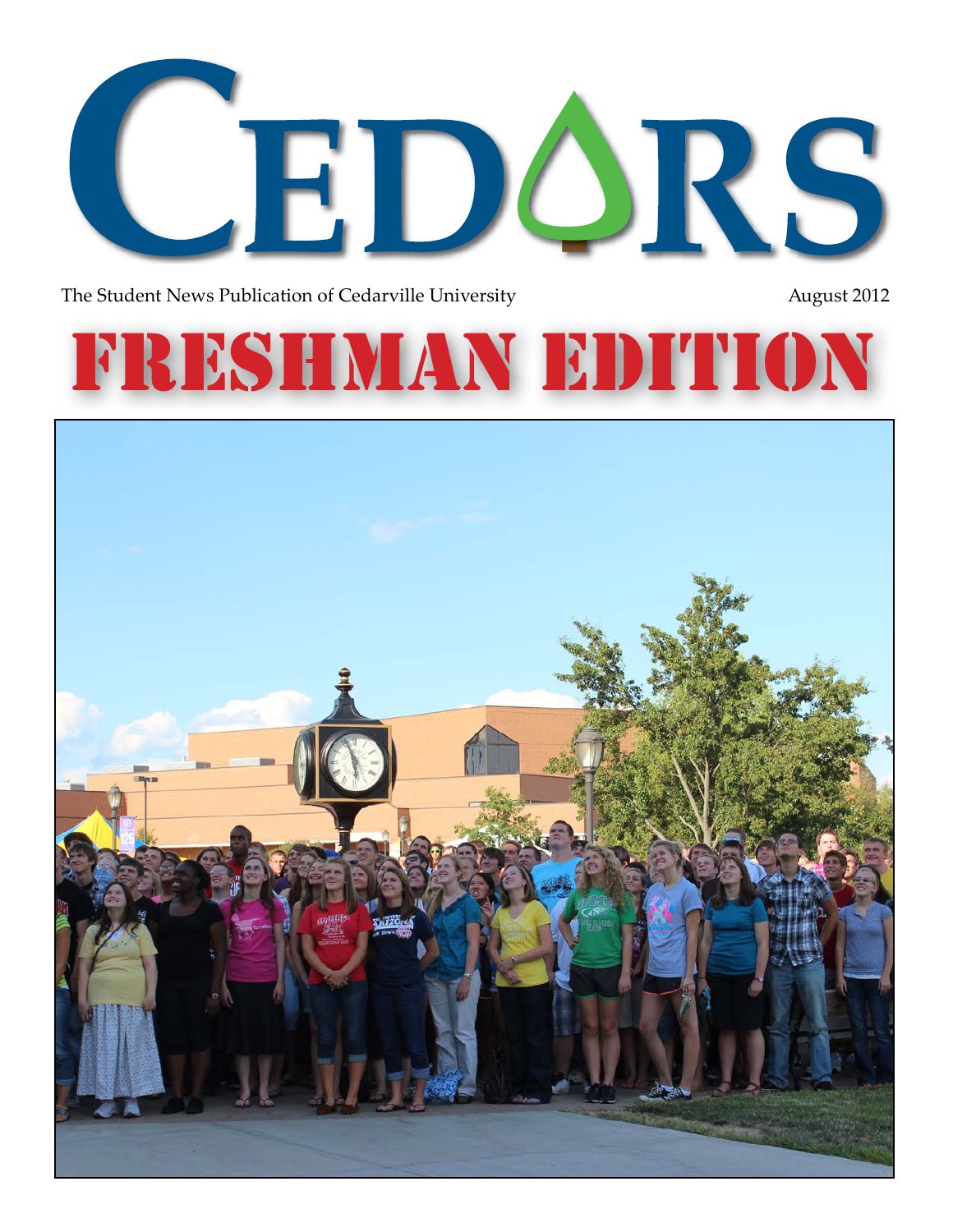# CEDARS

The Student News Publication of Cedarville University

August 2012

# FRESHMAN EDITION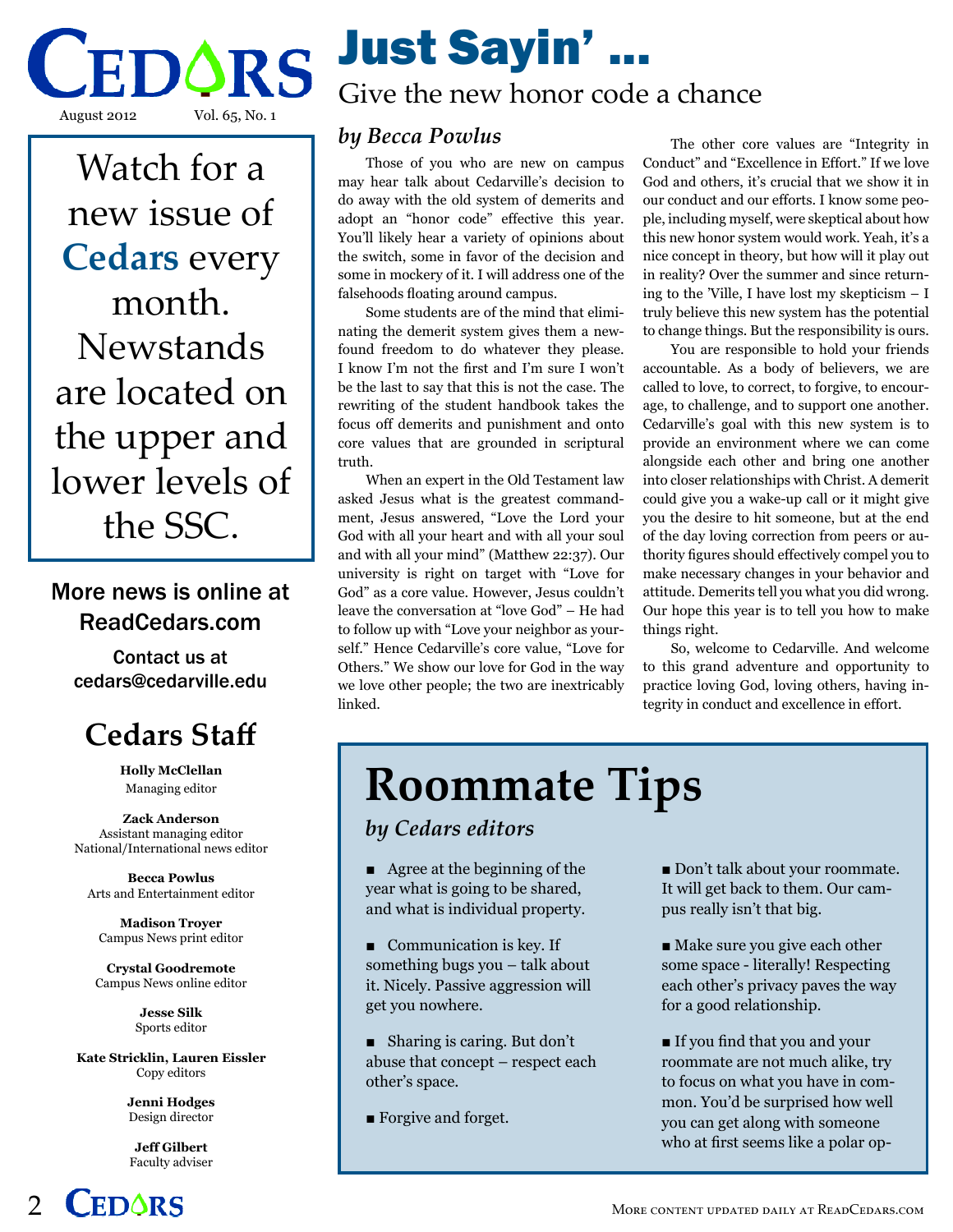# Just Sayin' …

## Give the new honor code a chance

*by Becca Powlus*

Those of you who are new on campus may hear talk about Cedarville's decision to do away with the old system of demerits and adopt an "honor code" effective this year. You'll likely hear a variety of opinions about the switch, some in favor of the decision and some in mockery of it. I will address one of the falsehoods floating around campus.

Some students are of the mind that eliminating the demerit system gives them a newfound freedom to do whatever they please. I know I'm not the first and I'm sure I won't be the last to say that this is not the case. The rewriting of the student handbook takes the focus off demerits and punishment and onto core values that are grounded in scriptural truth.

When an expert in the Old Testament law asked Jesus what is the greatest commandment, Jesus answered, "Love the Lord your God with all your heart and with all your soul and with all your mind" (Matthew 22:37). Our university is right on target with "Love for God" as a core value. However, Jesus couldn't leave the conversation at "love God" – He had to follow up with "Love your neighbor as yourself." Hence Cedarville's core value, "Love for Others." We show our love for God in the way we love other people; the two are inextricably linked.

The other core values are "Integrity in Conduct" and "Excellence in Effort." If we love God and others, it's crucial that we show it in our conduct and our efforts. I know some people, including myself, were skeptical about how this new honor system would work. Yeah, it's a nice concept in theory, but how will it play out in reality? Over the summer and since returning to the 'Ville, I have lost my skepticism – I truly believe this new system has the potential to change things. But the responsibility is ours.

You are responsible to hold your friends accountable. As a body of believers, we are called to love, to correct, to forgive, to encourage, to challenge, and to support one another. Cedarville's goal with this new system is to provide an environment where we can come alongside each other and bring one another into closer relationships with Christ. A demerit could give you a wake-up call or it might give you the desire to hit someone, but at the end of the day loving correction from peers or authority figures should effectively compel you to make necessary changes in your behavior and attitude. Demerits tell you what you did wrong. Our hope this year is to tell you how to make things right.

So, welcome to Cedarville. And welcome to this grand adventure and opportunity to practice loving God, loving others, having integrity in conduct and excellence in effort.

# Roommate Tips

*by Cedars editors*

- Agree at the beginning of the year what is going to be shared, and what is individual property.
- Communication is key. If something bugs you – talk about it. Nicely. Passive aggression will get you nowhere.
- Sharing is caring. But don't abuse that concept – respect each other's space.
- Forgive and forget.
- Don't talk about your roommate. It will get back to them. Our campus really isn't that big.
- Make sure you give each other some space - literally! Respecting each other's privacy paves the way for a good relationship.
- If you find that you and your roommate are not much alike, try to focus on what you have in common. You'd be surprised how well you can get along with someone who at first seems like a polar op-

---

Watch for a new issue of **Cedars** every month. Newstands are located on the upper and lower levels of the SSC.

More news is online at ReadCedars.com

Contact us at cedars@cedarville.edu

## Cedars Staff

**Holly McClellan**
Managing editor

**Zack Anderson**
Assistant managing editor
National/International news editor

**Becca Powlus**
Arts and Entertainment editor

**Madison Troyer**
Campus News print editor

**Crystal Goodremote**
Campus News online editor

**Jesse Silk**
Sports editor

**Kate Stricklin, Lauren Eissler**
Copy editors

**Jenni Hodges**
Design director

**Jeff Gilbert**
Faculty adviser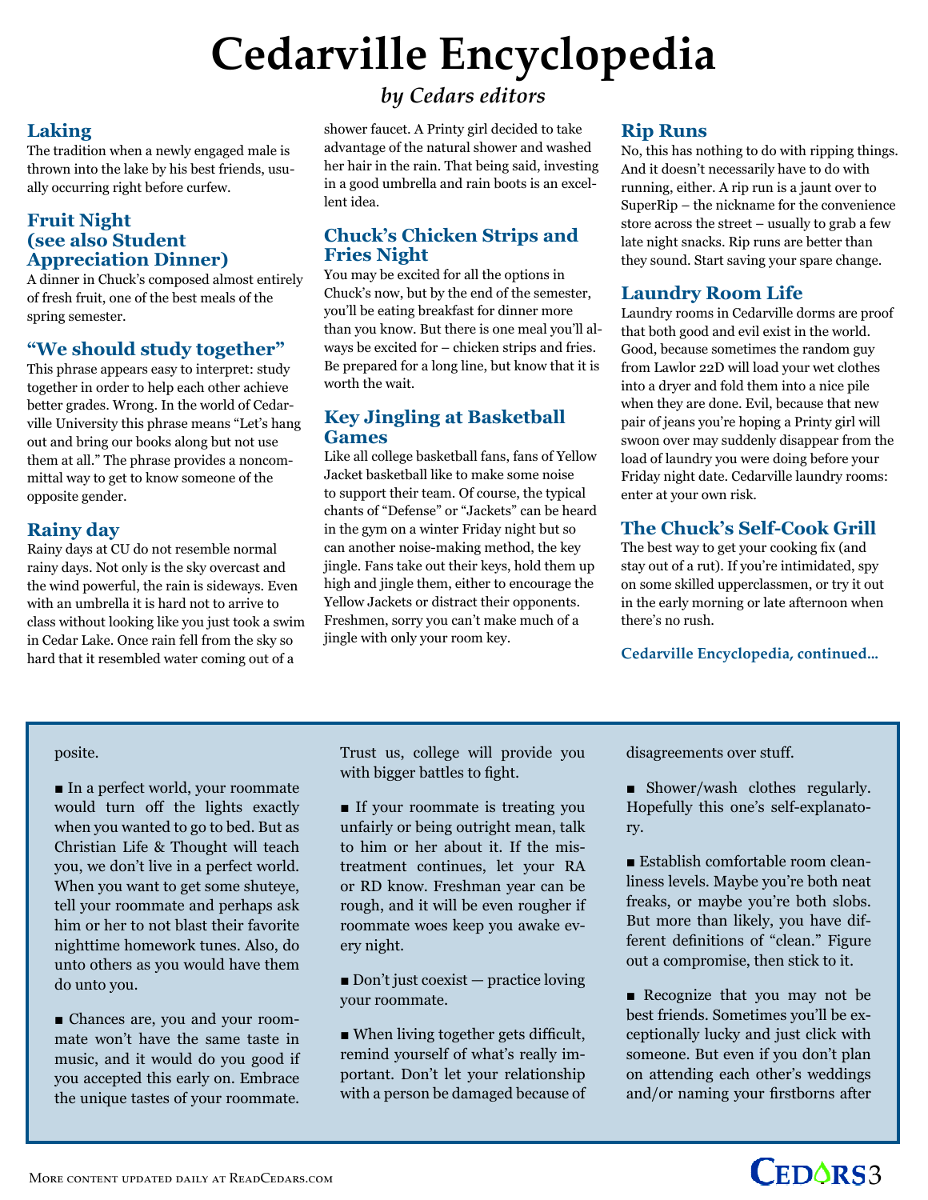# Cedarville Encyclopedia

*by Cedars editors*

## Laking

The tradition when a newly engaged male is thrown into the lake by his best friends, usually occurring right before curfew.

## Fruit Night (see also Student Appreciation Dinner)

A dinner in Chuck's composed almost entirely of fresh fruit, one of the best meals of the spring semester.

## "We should study together"

This phrase appears easy to interpret: study together in order to help each other achieve better grades. Wrong. In the world of Cedarville University this phrase means "Let's hang out and bring our books along but not use them at all." The phrase provides a noncommittal way to get to know someone of the opposite gender.

## Rainy day

Rainy days at CU do not resemble normal rainy days. Not only is the sky overcast and the wind powerful, the rain is sideways. Even with an umbrella it is hard not to arrive to class without looking like you just took a swim in Cedar Lake. Once rain fell from the sky so hard that it resembled water coming out of a shower faucet. A Printy girl decided to take advantage of the natural shower and washed her hair in the rain. That being said, investing in a good umbrella and rain boots is an excellent idea.

## Chuck's Chicken Strips and Fries Night

You may be excited for all the options in Chuck's now, but by the end of the semester, you'll be eating breakfast for dinner more than you know. But there is one meal you'll always be excited for – chicken strips and fries. Be prepared for a long line, but know that it is worth the wait.

## Key Jingling at Basketball Games

Like all college basketball fans, fans of Yellow Jacket basketball like to make some noise to support their team. Of course, the typical chants of "Defense" or "Jackets" can be heard in the gym on a winter Friday night but so can another noise-making method, the key jingle. Fans take out their keys, hold them up high and jingle them, either to encourage the Yellow Jackets or distract their opponents. Freshmen, sorry you can't make much of a jingle with only your room key.

## Rip Runs

No, this has nothing to do with ripping things. And it doesn't necessarily have to do with running, either. A rip run is a jaunt over to SuperRip – the nickname for the convenience store across the street – usually to grab a few late night snacks. Rip runs are better than they sound. Start saving your spare change.

## Laundry Room Life

Laundry rooms in Cedarville dorms are proof that both good and evil exist in the world. Good, because sometimes the random guy from Lawlor 22D will load your wet clothes into a dryer and fold them into a nice pile when they are done. Evil, because that new pair of jeans you're hoping a Printy girl will swoon over may suddenly disappear from the load of laundry you were doing before your Friday night date. Cedarville laundry rooms: enter at your own risk.

## The Chuck's Self-Cook Grill

The best way to get your cooking fix (and stay out of a rut). If you're intimidated, spy on some skilled upperclassmen, or try it out in the early morning or late afternoon when there's no rush.

**Cedarville Encyclopedia, continued...**

---

posite.

- In a perfect world, your roommate would turn off the lights exactly when you wanted to go to bed. But as Christian Life & Thought will teach you, we don't live in a perfect world. When you want to get some shuteye, tell your roommate and perhaps ask him or her to not blast their favorite nighttime homework tunes. Also, do unto others as you would have them do unto you.

- Chances are, you and your roommate won't have the same taste in music, and it would do you good if you accepted this early on. Embrace the unique tastes of your roommate. Trust us, college will provide you with bigger battles to fight.

- If your roommate is treating you unfairly or being outright mean, talk to him or her about it. If the mistreatment continues, let your RA or RD know. Freshman year can be rough, and it will be even rougher if roommate woes keep you awake every night.

- Don't just coexist — practice loving your roommate.

- When living together gets difficult, remind yourself of what's really important. Don't let your relationship with a person be damaged because of disagreements over stuff.

- Shower/wash clothes regularly. Hopefully this one's self-explanatory.

- Establish comfortable room cleanliness levels. Maybe you're both neat freaks, or maybe you're both slobs. But more than likely, you have different definitions of "clean." Figure out a compromise, then stick to it.

- Recognize that you may not be best friends. Sometimes you'll be exceptionally lucky and just click with someone. But even if you don't plan on attending each other's weddings and/or naming your firstborns after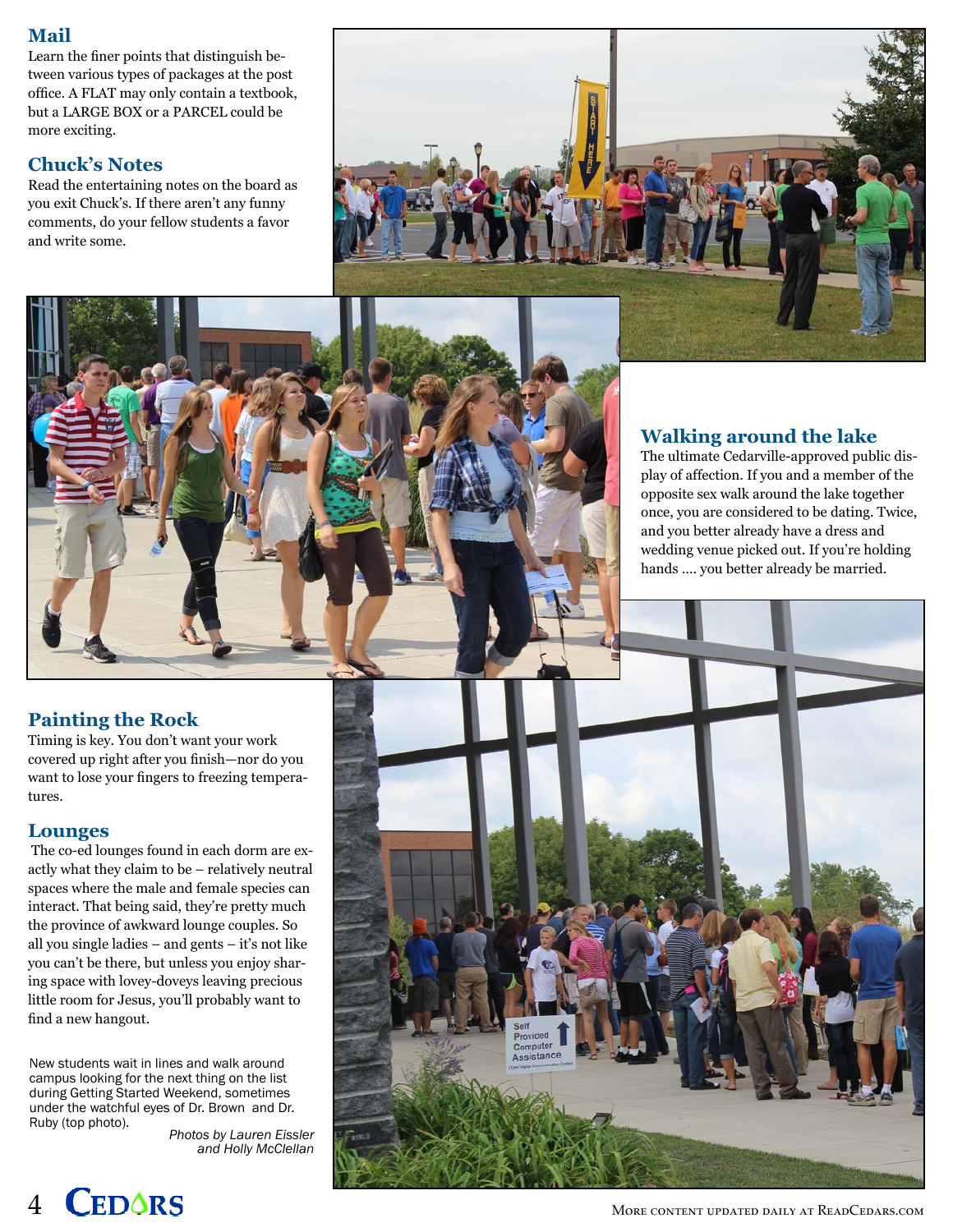## Mail

Learn the finer points that distinguish between various types of packages at the post office. A FLAT may only contain a textbook, but a LARGE BOX or a PARCEL could be more exciting.

## Chuck's Notes

Read the entertaining notes on the board as you exit Chuck's. If there aren't any funny comments, do your fellow students a favor and write some.

## Walking around the lake

The ultimate Cedarville-approved public display of affection. If you and a member of the opposite sex walk around the lake together once, you are considered to be dating. Twice, and you better already have a dress and wedding venue picked out. If you're holding hands .... you better already be married.

## Painting the Rock

Timing is key. You don't want your work covered up right after you finish—nor do you want to lose your fingers to freezing temperatures.

## Lounges

The co-ed lounges found in each dorm are exactly what they claim to be – relatively neutral spaces where the male and female species can interact. That being said, they're pretty much the province of awkward lounge couples. So all you single ladies – and gents – it's not like you can't be there, but unless you enjoy sharing space with lovey-doveys leaving precious little room for Jesus, you'll probably want to find a new hangout.

New students wait in lines and walk around campus looking for the next thing on the list during Getting Started Weekend, sometimes under the watchful eyes of Dr. Brown and Dr. Ruby (top photo).

*Photos by Lauren Eissler and Holly McClellan*